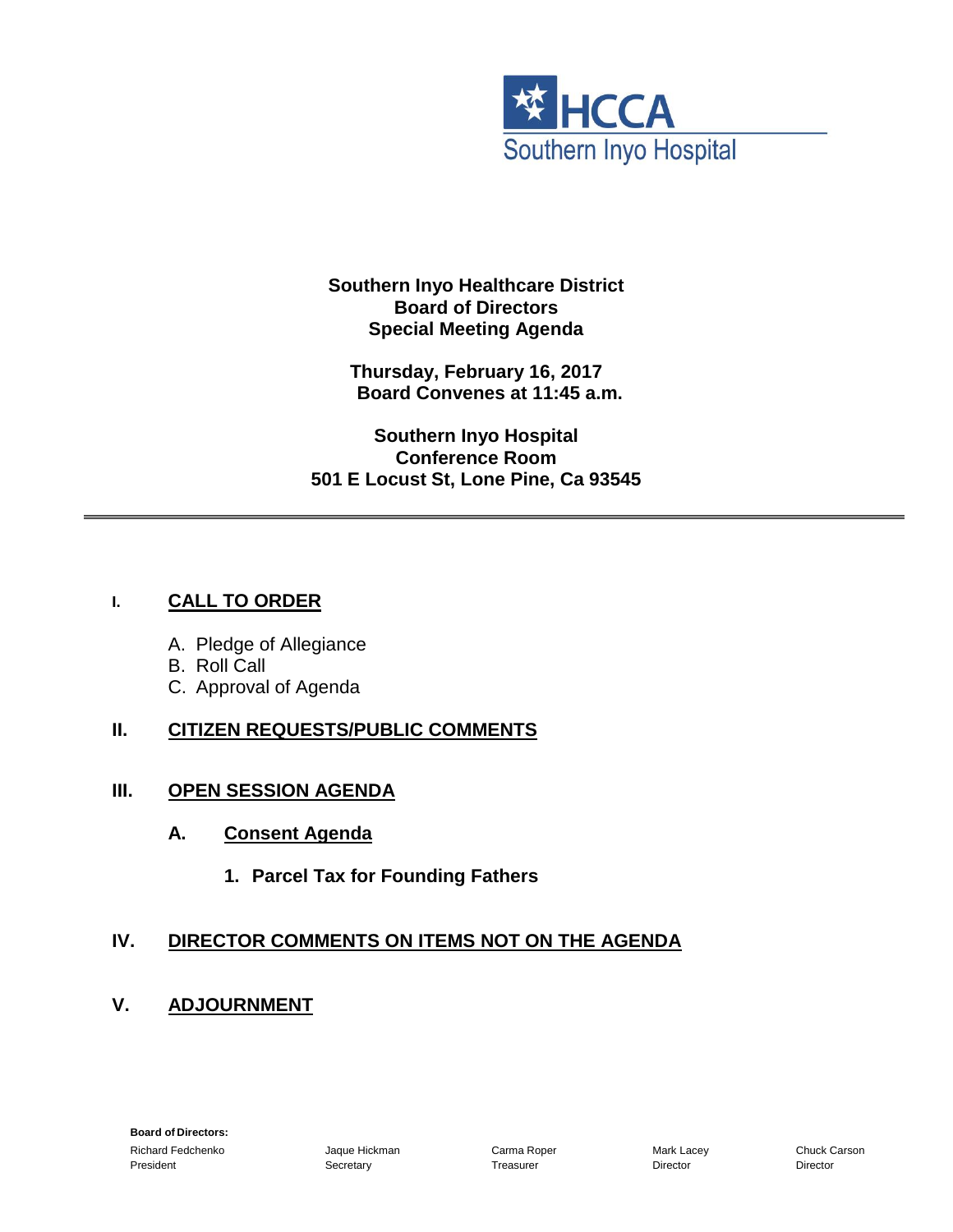HCCA
Southern Inyo Hospital

**Southern Inyo Healthcare District**
**Board of Directors**
**Special Meeting Agenda**

**Thursday, February 16, 2017**
**Board Convenes at 11:45 a.m.**

**Southern Inyo Hospital**
**Conference Room**
**501 E Locust St, Lone Pine, Ca 93545**

---

## I. CALL TO ORDER

A. Pledge of Allegiance
B. Roll Call
C. Approval of Agenda

## II. CITIZEN REQUESTS/PUBLIC COMMENTS

## III. OPEN SESSION AGENDA

### A. Consent Agenda

**1. Parcel Tax for Founding Fathers**

## IV. DIRECTOR COMMENTS ON ITEMS NOT ON THE AGENDA

## V. ADJOURNMENT

**Board of Directors:**

| Richard Fedchenko | Jaque Hickman | Carma Roper | Mark Lacey | Chuck Carson |
|---|---|---|---|---|
| President | Secretary | Treasurer | Director | Director |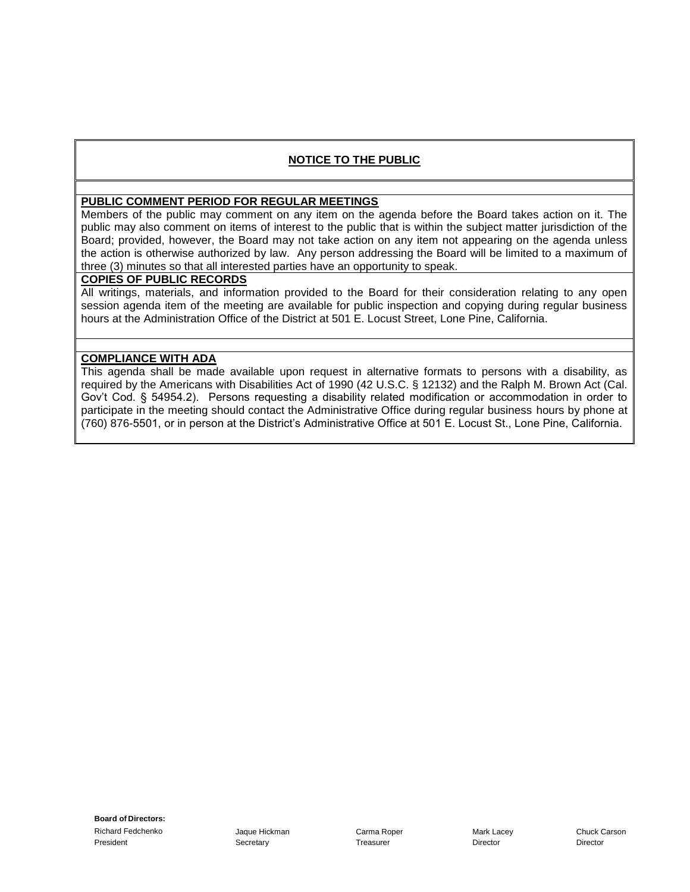## NOTICE TO THE PUBLIC

**PUBLIC COMMENT PERIOD FOR REGULAR MEETINGS**

Members of the public may comment on any item on the agenda before the Board takes action on it. The public may also comment on items of interest to the public that is within the subject matter jurisdiction of the Board; provided, however, the Board may not take action on any item not appearing on the agenda unless the action is otherwise authorized by law. Any person addressing the Board will be limited to a maximum of three (3) minutes so that all interested parties have an opportunity to speak.

**COPIES OF PUBLIC RECORDS**

All writings, materials, and information provided to the Board for their consideration relating to any open session agenda item of the meeting are available for public inspection and copying during regular business hours at the Administration Office of the District at 501 E. Locust Street, Lone Pine, California.

**COMPLIANCE WITH ADA**

This agenda shall be made available upon request in alternative formats to persons with a disability, as required by the Americans with Disabilities Act of 1990 (42 U.S.C. § 12132) and the Ralph M. Brown Act (Cal. Gov't Cod. § 54954.2). Persons requesting a disability related modification or accommodation in order to participate in the meeting should contact the Administrative Office during regular business hours by phone at (760) 876-5501, or in person at the District's Administrative Office at 501 E. Locust St., Lone Pine, California.

**Board of Directors:**

| | | | | |
|---|---|---|---|---|
| Richard Fedchenko | Jaque Hickman | Carma Roper | Mark Lacey | Chuck Carson |
| President | Secretary | Treasurer | Director | Director |